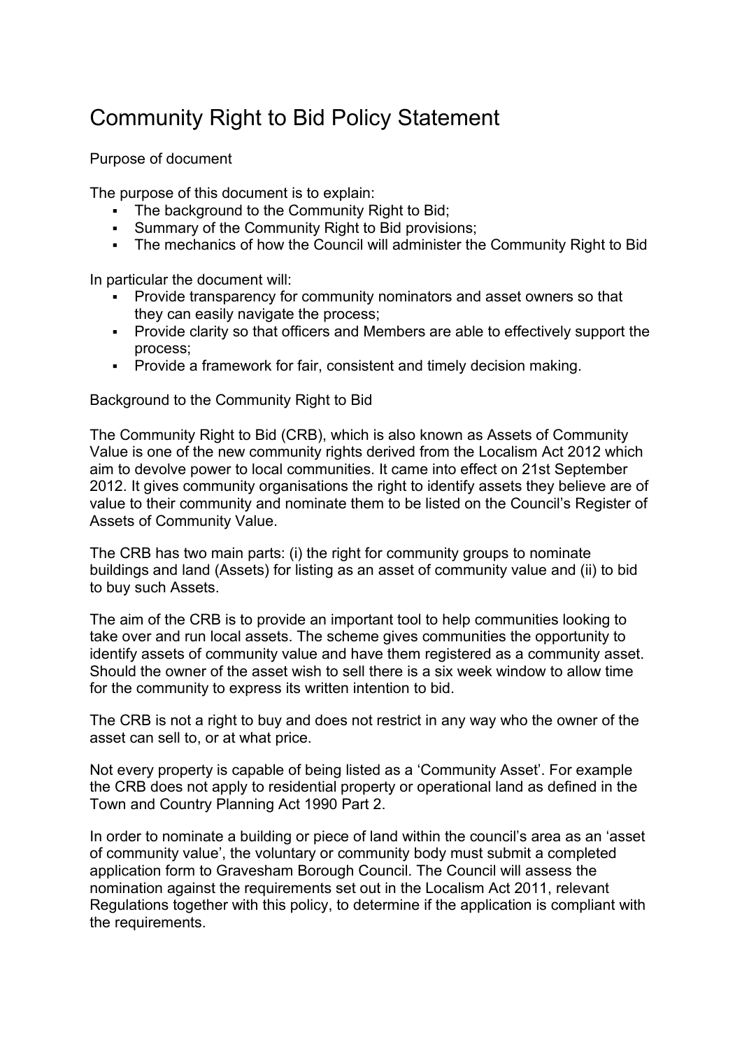# Community Right to Bid Policy Statement

## Purpose of document

The purpose of this document is to explain:

- The background to the Community Right to Bid;
- Summary of the Community Right to Bid provisions;
- The mechanics of how the Council will administer the Community Right to Bid

In particular the document will:

- Provide transparency for community nominators and asset owners so that they can easily navigate the process;
- Provide clarity so that officers and Members are able to effectively support the process;
- Provide a framework for fair, consistent and timely decision making.

## Background to the Community Right to Bid

The Community Right to Bid (CRB), which is also known as Assets of Community Value is one of the new community rights derived from the Localism Act 2012 which aim to devolve power to local communities. It came into effect on 21st September 2012. It gives community organisations the right to identify assets they believe are of value to their community and nominate them to be listed on the Council's Register of Assets of Community Value.

The CRB has two main parts: (i) the right for community groups to nominate buildings and land (Assets) for listing as an asset of community value and (ii) to bid to buy such Assets.

The aim of the CRB is to provide an important tool to help communities looking to take over and run local assets. The scheme gives communities the opportunity to identify assets of community value and have them registered as a community asset. Should the owner of the asset wish to sell there is a six week window to allow time for the community to express its written intention to bid.

The CRB is not a right to buy and does not restrict in any way who the owner of the asset can sell to, or at what price.

Not every property is capable of being listed as a 'Community Asset'. For example the CRB does not apply to residential property or operational land as defined in the Town and Country Planning Act 1990 Part 2.

In order to nominate a building or piece of land within the council's area as an 'asset of community value', the voluntary or community body must submit a completed application form to Gravesham Borough Council. The Council will assess the nomination against the requirements set out in the Localism Act 2011, relevant Regulations together with this policy, to determine if the application is compliant with the requirements.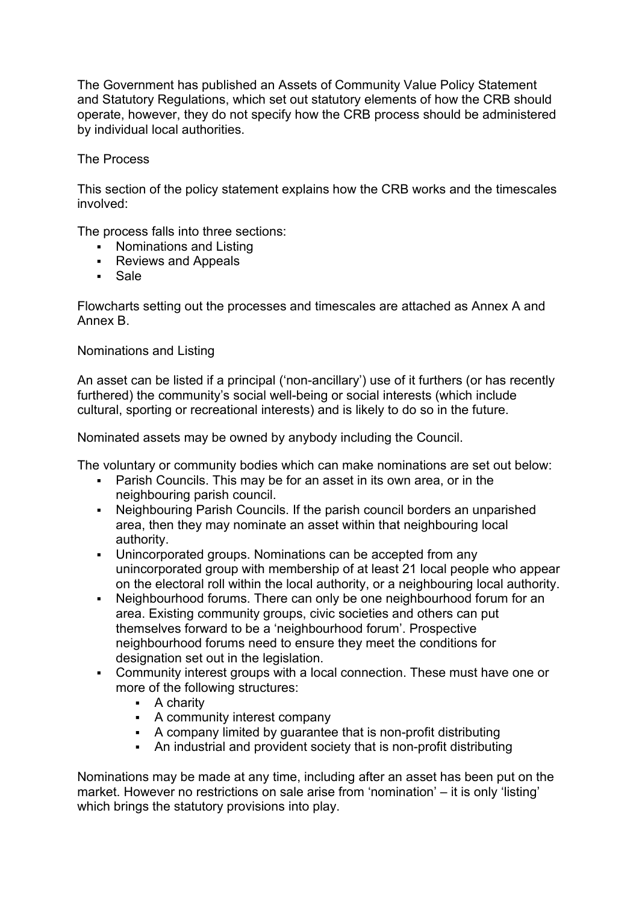The Government has published an Assets of Community Value Policy Statement and Statutory Regulations, which set out statutory elements of how the CRB should operate, however, they do not specify how the CRB process should be administered by individual local authorities.

## The Process

This section of the policy statement explains how the CRB works and the timescales involved:

The process falls into three sections:

- Nominations and Listing
- Reviews and Appeals
- Sale

Flowcharts setting out the processes and timescales are attached as Annex A and Annex B.

### Nominations and Listing

An asset can be listed if a principal ('non-ancillary') use of it furthers (or has recently furthered) the community's social well-being or social interests (which include cultural, sporting or recreational interests) and is likely to do so in the future.

Nominated assets may be owned by anybody including the Council.

The voluntary or community bodies which can make nominations are set out below:

- Parish Councils. This may be for an asset in its own area, or in the neighbouring parish council.
- Neighbouring Parish Councils. If the parish council borders an unparished area, then they may nominate an asset within that neighbouring local authority.
- Unincorporated groups. Nominations can be accepted from any unincorporated group with membership of at least 21 local people who appear on the electoral roll within the local authority, or a neighbouring local authority.
- Neighbourhood forums. There can only be one neighbourhood forum for an area. Existing community groups, civic societies and others can put themselves forward to be a 'neighbourhood forum'. Prospective neighbourhood forums need to ensure they meet the conditions for designation set out in the legislation.
- Community interest groups with a local connection. These must have one or more of the following structures:
  - A charity
  - A community interest company
  - A company limited by guarantee that is non-profit distributing
  - An industrial and provident society that is non-profit distributing

Nominations may be made at any time, including after an asset has been put on the market. However no restrictions on sale arise from 'nomination' – it is only 'listing' which brings the statutory provisions into play.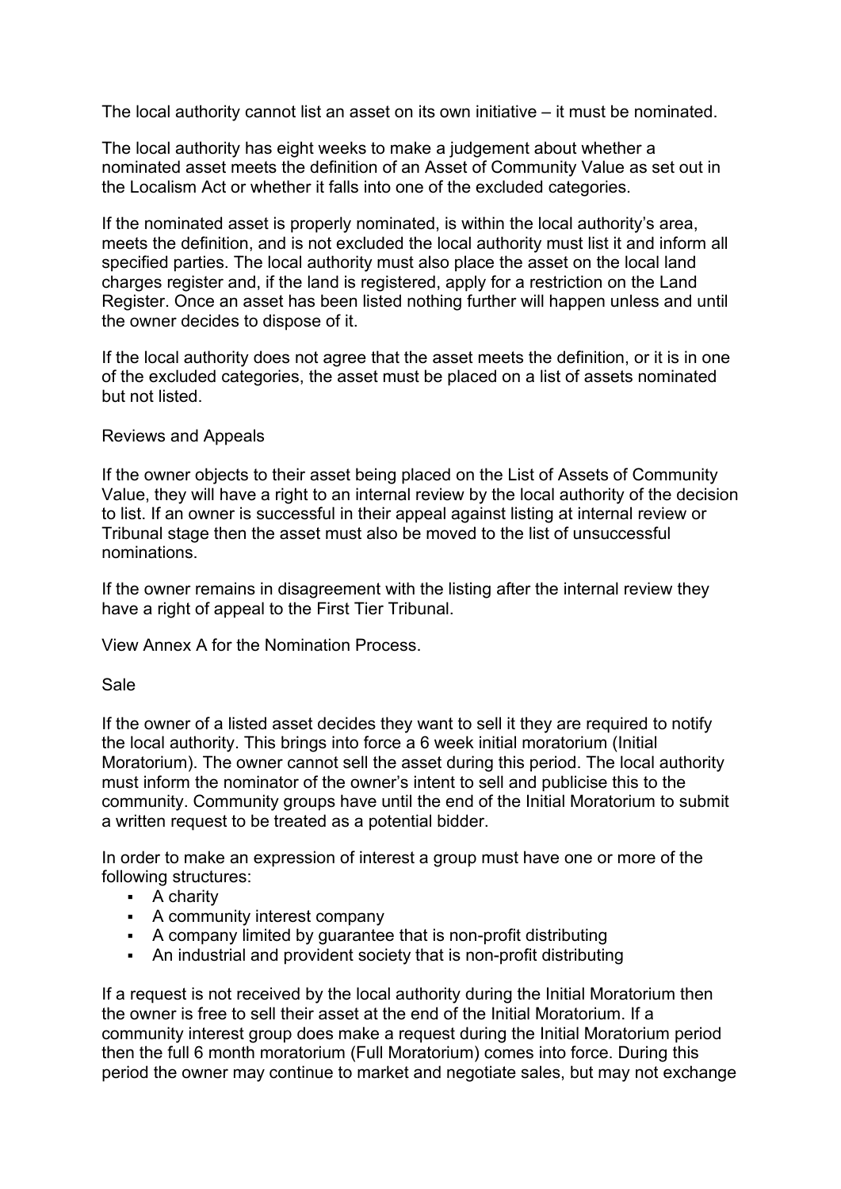The local authority cannot list an asset on its own initiative – it must be nominated.

The local authority has eight weeks to make a judgement about whether a nominated asset meets the definition of an Asset of Community Value as set out in the Localism Act or whether it falls into one of the excluded categories.

If the nominated asset is properly nominated, is within the local authority's area, meets the definition, and is not excluded the local authority must list it and inform all specified parties. The local authority must also place the asset on the local land charges register and, if the land is registered, apply for a restriction on the Land Register. Once an asset has been listed nothing further will happen unless and until the owner decides to dispose of it.

If the local authority does not agree that the asset meets the definition, or it is in one of the excluded categories, the asset must be placed on a list of assets nominated but not listed.

## Reviews and Appeals

If the owner objects to their asset being placed on the List of Assets of Community Value, they will have a right to an internal review by the local authority of the decision to list. If an owner is successful in their appeal against listing at internal review or Tribunal stage then the asset must also be moved to the list of unsuccessful nominations.

If the owner remains in disagreement with the listing after the internal review they have a right of appeal to the First Tier Tribunal.

View Annex A for the Nomination Process.

## Sale

If the owner of a listed asset decides they want to sell it they are required to notify the local authority. This brings into force a 6 week initial moratorium (Initial Moratorium). The owner cannot sell the asset during this period. The local authority must inform the nominator of the owner's intent to sell and publicise this to the community. Community groups have until the end of the Initial Moratorium to submit a written request to be treated as a potential bidder.

In order to make an expression of interest a group must have one or more of the following structures:

- A charity
- A community interest company
- A community limited by guarantee that is non-profit distributing
- An industrial and provident society that is non-profit distributing

If a request is not received by the local authority during the Initial Moratorium then the owner is free to sell their asset at the end of the Initial Moratorium. If a community interest group does make a request during the Initial Moratorium period then the full 6 month moratorium (Full Moratorium) comes into force. During this period the owner may continue to market and negotiate sales, but may not exchange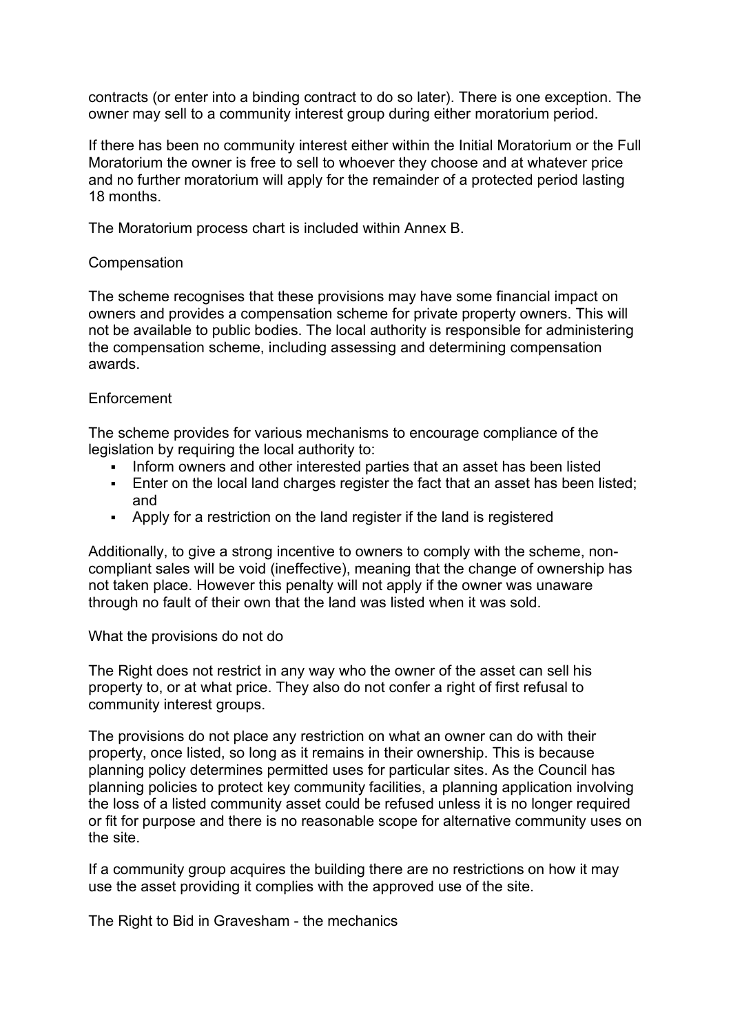contracts (or enter into a binding contract to do so later). There is one exception. The owner may sell to a community interest group during either moratorium period.

If there has been no community interest either within the Initial Moratorium or the Full Moratorium the owner is free to sell to whoever they choose and at whatever price and no further moratorium will apply for the remainder of a protected period lasting 18 months.

The Moratorium process chart is included within Annex B.

## Compensation

The scheme recognises that these provisions may have some financial impact on owners and provides a compensation scheme for private property owners. This will not be available to public bodies. The local authority is responsible for administering the compensation scheme, including assessing and determining compensation awards.

## Enforcement

The scheme provides for various mechanisms to encourage compliance of the legislation by requiring the local authority to:

- Inform owners and other interested parties that an asset has been listed
- Enter on the local land charges register the fact that an asset has been listed; and
- Apply for a restriction on the land register if the land is registered

Additionally, to give a strong incentive to owners to comply with the scheme, non-compliant sales will be void (ineffective), meaning that the change of ownership has not taken place. However this penalty will not apply if the owner was unaware through no fault of their own that the land was listed when it was sold.

## What the provisions do not do

The Right does not restrict in any way who the owner of the asset can sell his property to, or at what price. They also do not confer a right of first refusal to community interest groups.

The provisions do not place any restriction on what an owner can do with their property, once listed, so long as it remains in their ownership. This is because planning policy determines permitted uses for particular sites. As the Council has planning policies to protect key community facilities, a planning application involving the loss of a listed community asset could be refused unless it is no longer required or fit for purpose and there is no reasonable scope for alternative community uses on the site.

If a community group acquires the building there are no restrictions on how it may use the asset providing it complies with the approved use of the site.

## The Right to Bid in Gravesham - the mechanics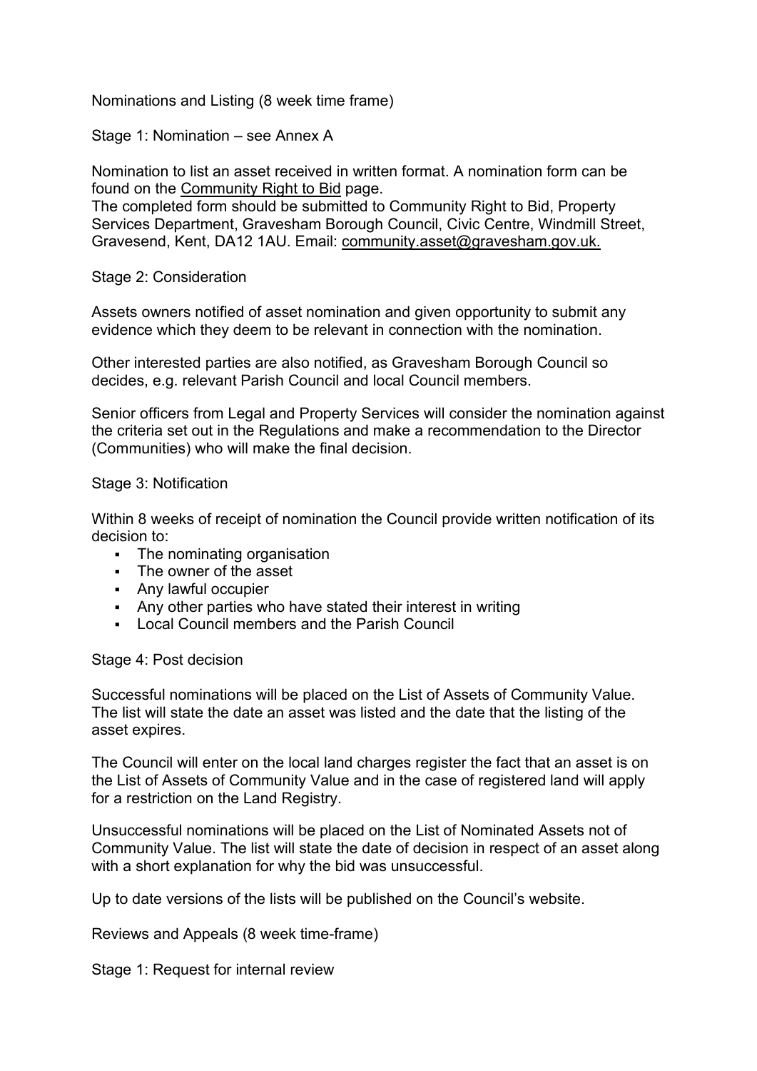Nominations and Listing (8 week time frame)

Stage 1: Nomination – see Annex A

Nomination to list an asset received in written format. A nomination form can be found on the Community Right to Bid page.
The completed form should be submitted to Community Right to Bid, Property Services Department, Gravesham Borough Council, Civic Centre, Windmill Street, Gravesend, Kent, DA12 1AU. Email: community.asset@gravesham.gov.uk.

Stage 2: Consideration

Assets owners notified of asset nomination and given opportunity to submit any evidence which they deem to be relevant in connection with the nomination.

Other interested parties are also notified, as Gravesham Borough Council so decides, e.g. relevant Parish Council and local Council members.

Senior officers from Legal and Property Services will consider the nomination against the criteria set out in the Regulations and make a recommendation to the Director (Communities) who will make the final decision.

Stage 3: Notification

Within 8 weeks of receipt of nomination the Council provide written notification of its decision to:

- The nominating organisation
- The owner of the asset
- Any lawful occupier
- Any other parties who have stated their interest in writing
- Local Council members and the Parish Council

Stage 4: Post decision

Successful nominations will be placed on the List of Assets of Community Value. The list will state the date an asset was listed and the date that the listing of the asset expires.

The Council will enter on the local land charges register the fact that an asset is on the List of Assets of Community Value and in the case of registered land will apply for a restriction on the Land Registry.

Unsuccessful nominations will be placed on the List of Nominated Assets not of Community Value. The list will state the date of decision in respect of an asset along with a short explanation for why the bid was unsuccessful.

Up to date versions of the lists will be published on the Council's website.

Reviews and Appeals (8 week time-frame)

Stage 1: Request for internal review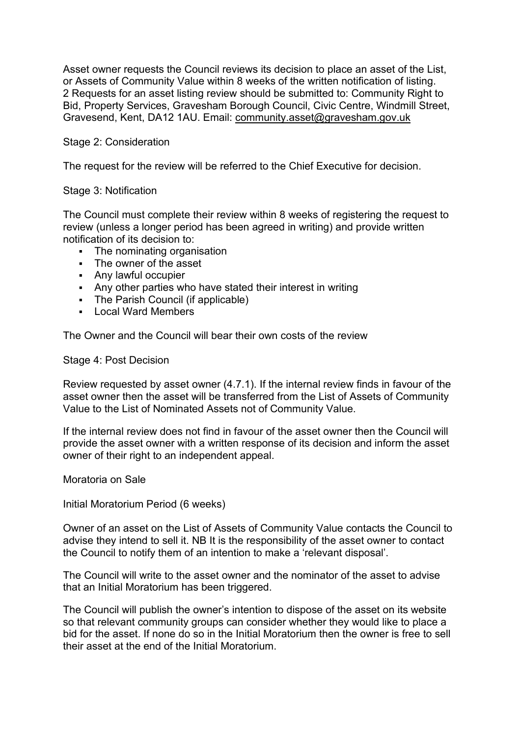Asset owner requests the Council reviews its decision to place an asset of the List, or Assets of Community Value within 8 weeks of the written notification of listing. 2 Requests for an asset listing review should be submitted to: Community Right to Bid, Property Services, Gravesham Borough Council, Civic Centre, Windmill Street, Gravesend, Kent, DA12 1AU. Email: community.asset@gravesham.gov.uk

Stage 2: Consideration

The request for the review will be referred to the Chief Executive for decision.

Stage 3: Notification

The Council must complete their review within 8 weeks of registering the request to review (unless a longer period has been agreed in writing) and provide written notification of its decision to:

- The nominating organisation
- The owner of the asset
- Any lawful occupier
- Any other parties who have stated their interest in writing
- The Parish Council (if applicable)
- Local Ward Members

The Owner and the Council will bear their own costs of the review

Stage 4: Post Decision

Review requested by asset owner (4.7.1). If the internal review finds in favour of the asset owner then the asset will be transferred from the List of Assets of Community Value to the List of Nominated Assets not of Community Value.

If the internal review does not find in favour of the asset owner then the Council will provide the asset owner with a written response of its decision and inform the asset owner of their right to an independent appeal.

Moratoria on Sale

Initial Moratorium Period (6 weeks)

Owner of an asset on the List of Assets of Community Value contacts the Council to advise they intend to sell it. NB It is the responsibility of the asset owner to contact the Council to notify them of an intention to make a 'relevant disposal'.

The Council will write to the asset owner and the nominator of the asset to advise that an Initial Moratorium has been triggered.

The Council will publish the owner's intention to dispose of the asset on its website so that relevant community groups can consider whether they would like to place a bid for the asset. If none do so in the Initial Moratorium then the owner is free to sell their asset at the end of the Initial Moratorium.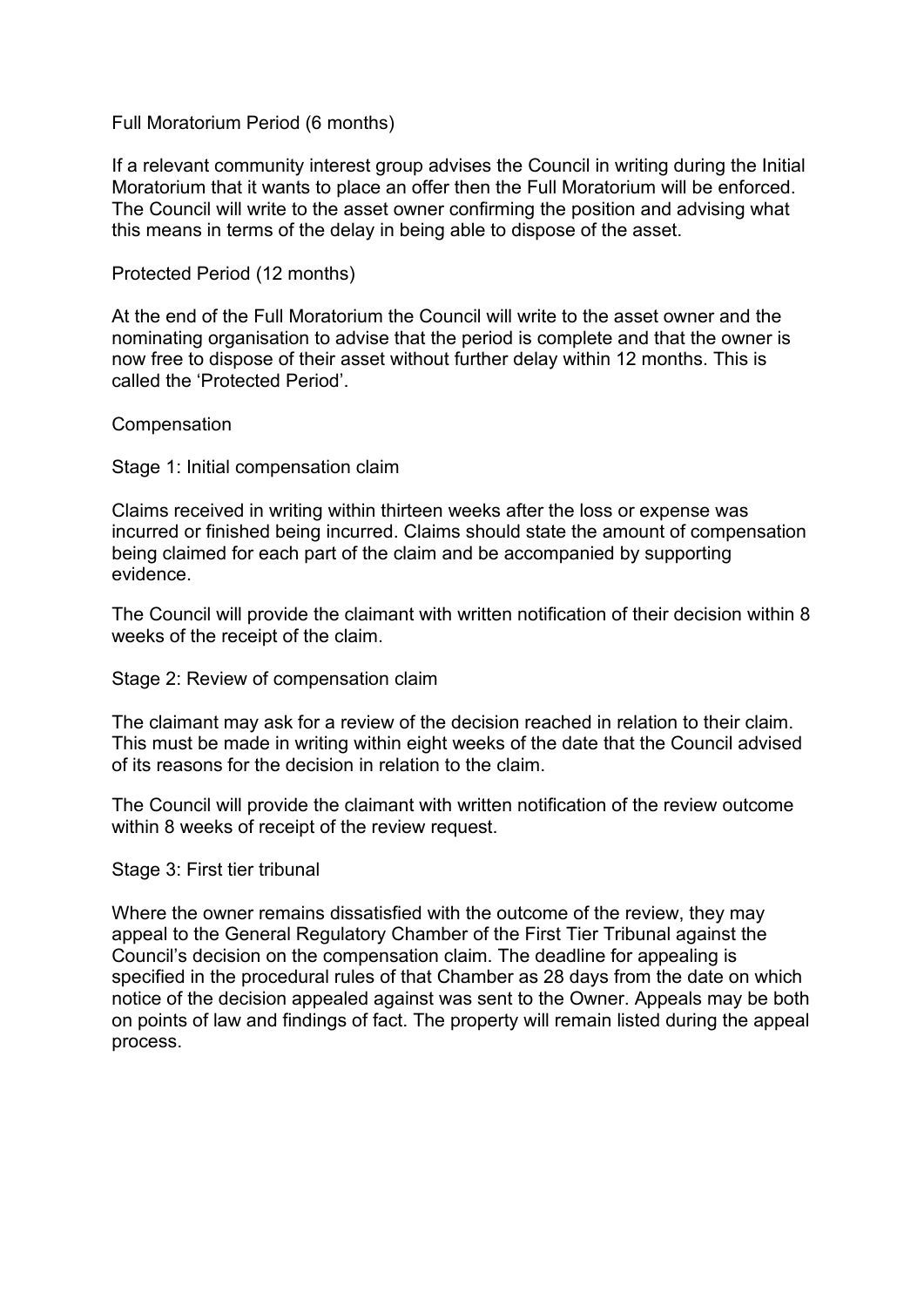## Full Moratorium Period (6 months)

If a relevant community interest group advises the Council in writing during the Initial Moratorium that it wants to place an offer then the Full Moratorium will be enforced. The Council will write to the asset owner confirming the position and advising what this means in terms of the delay in being able to dispose of the asset.

## Protected Period (12 months)

At the end of the Full Moratorium the Council will write to the asset owner and the nominating organisation to advise that the period is complete and that the owner is now free to dispose of their asset without further delay within 12 months. This is called the 'Protected Period'.

## Compensation

### Stage 1: Initial compensation claim

Claims received in writing within thirteen weeks after the loss or expense was incurred or finished being incurred. Claims should state the amount of compensation being claimed for each part of the claim and be accompanied by supporting evidence.

The Council will provide the claimant with written notification of their decision within 8 weeks of the receipt of the claim.

### Stage 2: Review of compensation claim

The claimant may ask for a review of the decision reached in relation to their claim. This must be made in writing within eight weeks of the date that the Council advised of its reasons for the decision in relation to the claim.

The Council will provide the claimant with written notification of the review outcome within 8 weeks of receipt of the review request.

### Stage 3: First tier tribunal

Where the owner remains dissatisfied with the outcome of the review, they may appeal to the General Regulatory Chamber of the First Tier Tribunal against the Council's decision on the compensation claim. The deadline for appealing is specified in the procedural rules of that Chamber as 28 days from the date on which notice of the decision appealed against was sent to the Owner. Appeals may be both on points of law and findings of fact. The property will remain listed during the appeal process.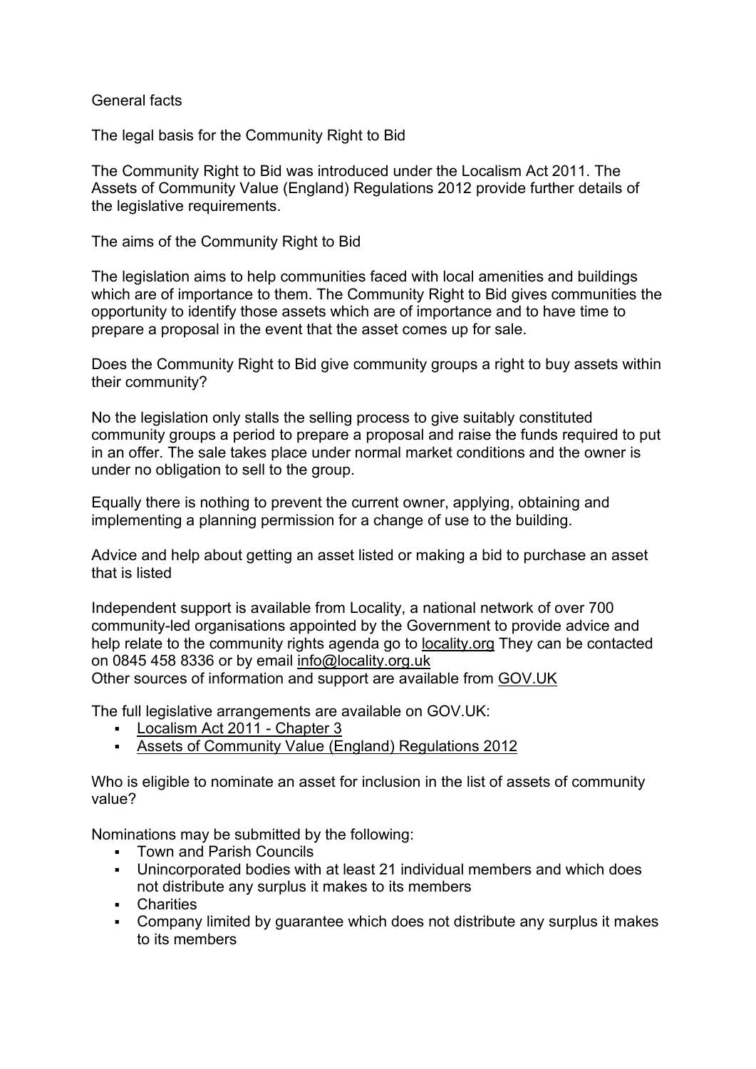## General facts

### The legal basis for the Community Right to Bid

The Community Right to Bid was introduced under the Localism Act 2011. The Assets of Community Value (England) Regulations 2012 provide further details of the legislative requirements.

### The aims of the Community Right to Bid

The legislation aims to help communities faced with local amenities and buildings which are of importance to them. The Community Right to Bid gives communities the opportunity to identify those assets which are of importance and to have time to prepare a proposal in the event that the asset comes up for sale.

### Does the Community Right to Bid give community groups a right to buy assets within their community?

No the legislation only stalls the selling process to give suitably constituted community groups a period to prepare a proposal and raise the funds required to put in an offer. The sale takes place under normal market conditions and the owner is under no obligation to sell to the group.

Equally there is nothing to prevent the current owner, applying, obtaining and implementing a planning permission for a change of use to the building.

### Advice and help about getting an asset listed or making a bid to purchase an asset that is listed

Independent support is available from Locality, a national network of over 700 community-led organisations appointed by the Government to provide advice and help relate to the community rights agenda go to locality.org They can be contacted on 0845 458 8336 or by email info@locality.org.uk
Other sources of information and support are available from GOV.UK

The full legislative arrangements are available on GOV.UK:

- Localism Act 2011 - Chapter 3
- Assets of Community Value (England) Regulations 2012

### Who is eligible to nominate an asset for inclusion in the list of assets of community value?

Nominations may be submitted by the following:

- Town and Parish Councils
- Unincorporated bodies with at least 21 individual members and which does not distribute any surplus it makes to its members
- Charities
- Company limited by guarantee which does not distribute any surplus it makes to its members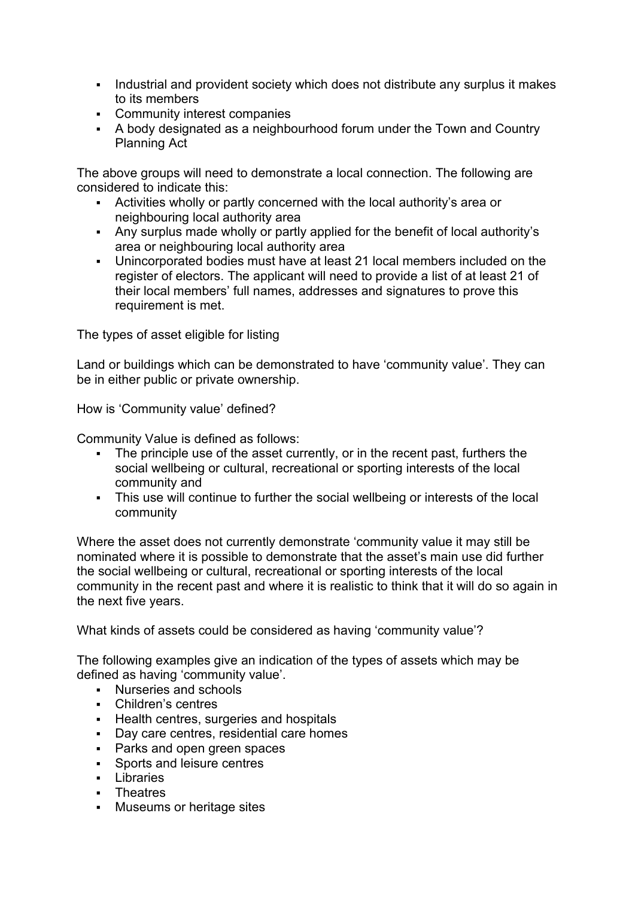- Industrial and provident society which does not distribute any surplus it makes to its members
- Community interest companies
- A body designated as a neighbourhood forum under the Town and Country Planning Act

The above groups will need to demonstrate a local connection. The following are considered to indicate this:

- Activities wholly or partly concerned with the local authority's area or neighbouring local authority area
- Any surplus made wholly or partly applied for the benefit of local authority's area or neighbouring local authority area
- Unincorporated bodies must have at least 21 local members included on the register of electors. The applicant will need to provide a list of at least 21 of their local members' full names, addresses and signatures to prove this requirement is met.

The types of asset eligible for listing

Land or buildings which can be demonstrated to have 'community value'. They can be in either public or private ownership.

How is 'Community value' defined?

Community Value is defined as follows:

- The principle use of the asset currently, or in the recent past, furthers the social wellbeing or cultural, recreational or sporting interests of the local community and
- This use will continue to further the social wellbeing or interests of the local community

Where the asset does not currently demonstrate 'community value it may still be nominated where it is possible to demonstrate that the asset's main use did further the social wellbeing or cultural, recreational or sporting interests of the local community in the recent past and where it is realistic to think that it will do so again in the next five years.

What kinds of assets could be considered as having 'community value'?

The following examples give an indication of the types of assets which may be defined as having 'community value'.

- Nurseries and schools
- Children's centres
- Health centres, surgeries and hospitals
- Day care centres, residential care homes
- Parks and open green spaces
- Sports and leisure centres
- Libraries
- Theatres
- Museums or heritage sites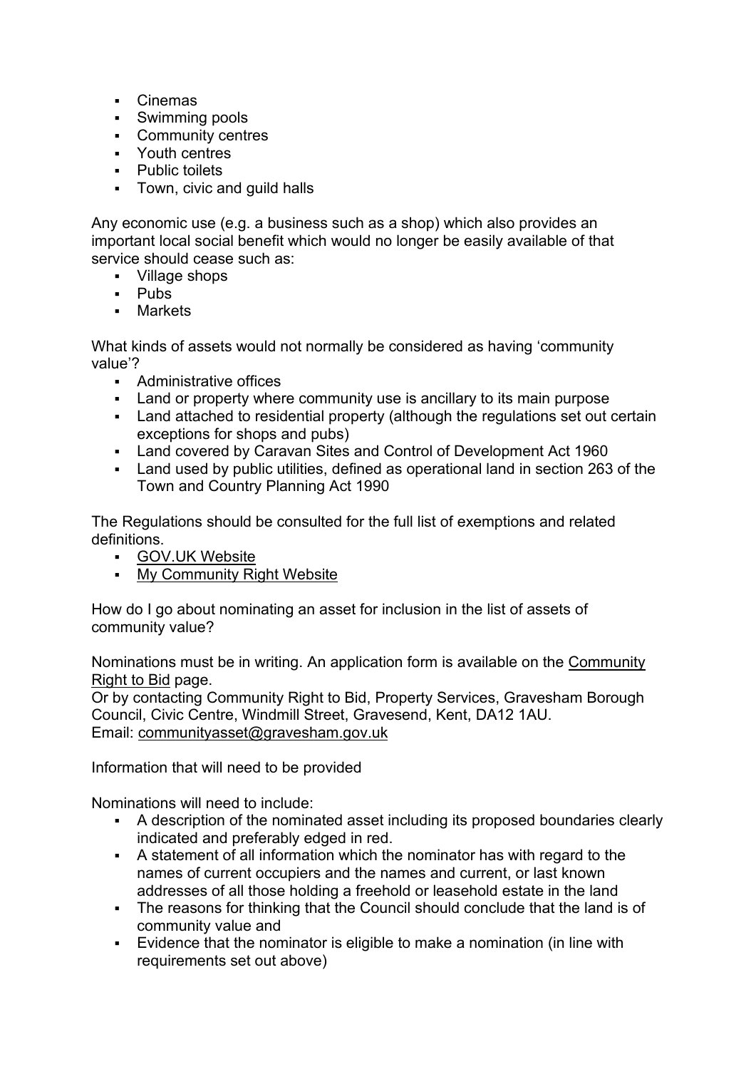- Cinemas
- Swimming pools
- Community centres
- Youth centres
- Public toilets
- Town, civic and guild halls

Any economic use (e.g. a business such as a shop) which also provides an important local social benefit which would no longer be easily available of that service should cease such as:

- Village shops
- Pubs
- Markets

What kinds of assets would not normally be considered as having 'community value'?

- Administrative offices
- Land or property where community use is ancillary to its main purpose
- Land attached to residential property (although the regulations set out certain exceptions for shops and pubs)
- Land covered by Caravan Sites and Control of Development Act 1960
- Land used by public utilities, defined as operational land in section 263 of the Town and Country Planning Act 1990

The Regulations should be consulted for the full list of exemptions and related definitions.

- GOV.UK Website
- My Community Right Website

How do I go about nominating an asset for inclusion in the list of assets of community value?

Nominations must be in writing. An application form is available on the Community Right to Bid page.
Or by contacting Community Right to Bid, Property Services, Gravesham Borough Council, Civic Centre, Windmill Street, Gravesend, Kent, DA12 1AU.
Email: communityasset@gravesham.gov.uk

Information that will need to be provided

Nominations will need to include:

- A description of the nominated asset including its proposed boundaries clearly indicated and preferably edged in red.
- A statement of all information which the nominator has with regard to the names of current occupiers and the names and current, or last known addresses of all those holding a freehold or leasehold estate in the land
- The reasons for thinking that the Council should conclude that the land is of community value and
- Evidence that the nominator is eligible to make a nomination (in line with requirements set out above)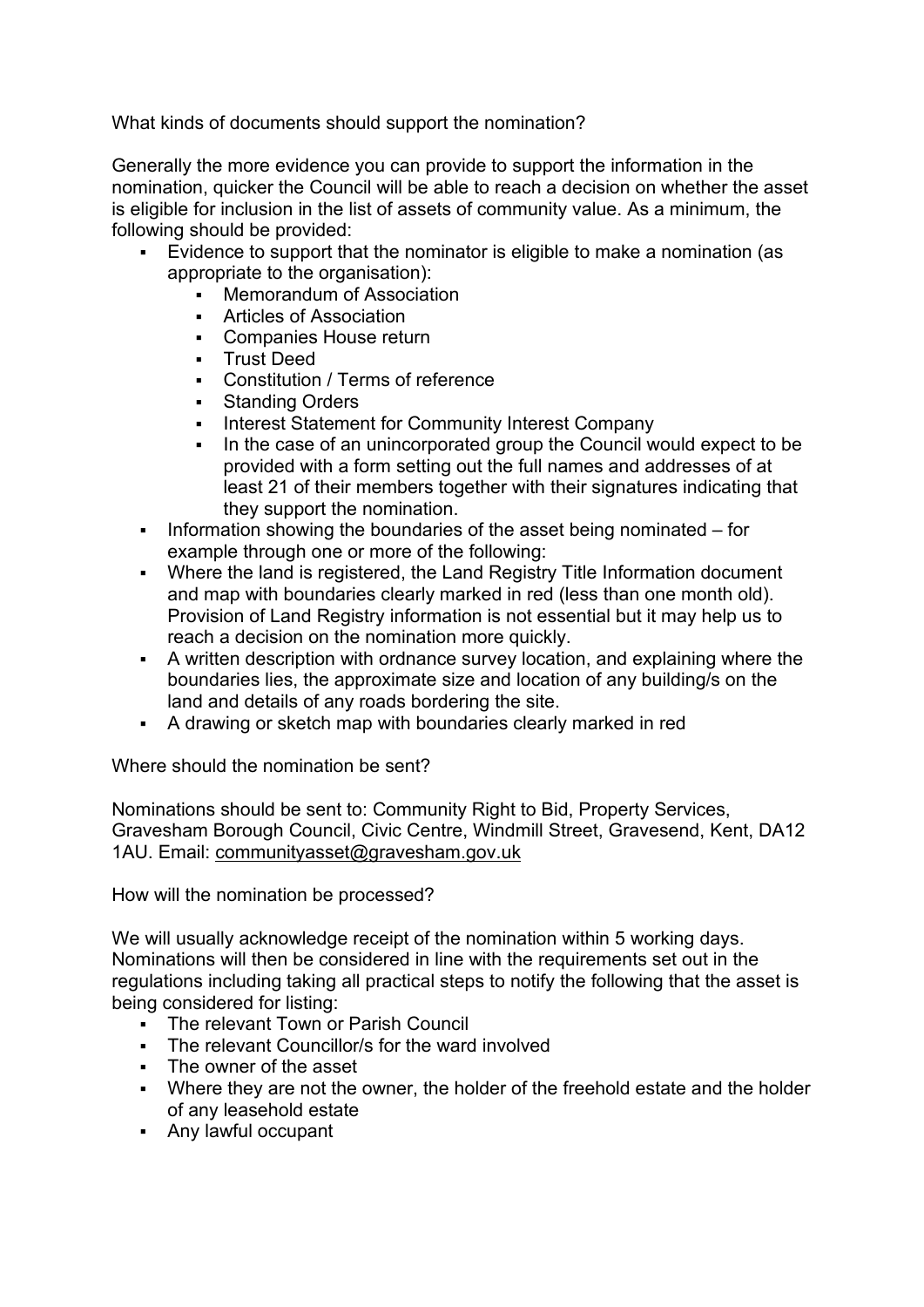What kinds of documents should support the nomination?

Generally the more evidence you can provide to support the information in the nomination, quicker the Council will be able to reach a decision on whether the asset is eligible for inclusion in the list of assets of community value. As a minimum, the following should be provided:

- Evidence to support that the nominator is eligible to make a nomination (as appropriate to the organisation):
  - Memorandum of Association
  - Articles of Association
  - Companies House return
  - Trust Deed
  - Constitution / Terms of reference
  - Standing Orders
  - Interest Statement for Community Interest Company
  - In the case of an unincorporated group the Council would expect to be provided with a form setting out the full names and addresses of at least 21 of their members together with their signatures indicating that they support the nomination.
- Information showing the boundaries of the asset being nominated – for example through one or more of the following:
- Where the land is registered, the Land Registry Title Information document and map with boundaries clearly marked in red (less than one month old). Provision of Land Registry information is not essential but it may help us to reach a decision on the nomination more quickly.
- A written description with ordnance survey location, and explaining where the boundaries lies, the approximate size and location of any building/s on the land and details of any roads bordering the site.
- A drawing or sketch map with boundaries clearly marked in red

Where should the nomination be sent?

Nominations should be sent to: Community Right to Bid, Property Services, Gravesham Borough Council, Civic Centre, Windmill Street, Gravesend, Kent, DA12 1AU. Email: communityasset@gravesham.gov.uk

How will the nomination be processed?

We will usually acknowledge receipt of the nomination within 5 working days. Nominations will then be considered in line with the requirements set out in the regulations including taking all practical steps to notify the following that the asset is being considered for listing:

- The relevant Town or Parish Council
- The relevant Councillor/s for the ward involved
- The owner of the asset
- Where they are not the owner, the holder of the freehold estate and the holder of any leasehold estate
- Any lawful occupant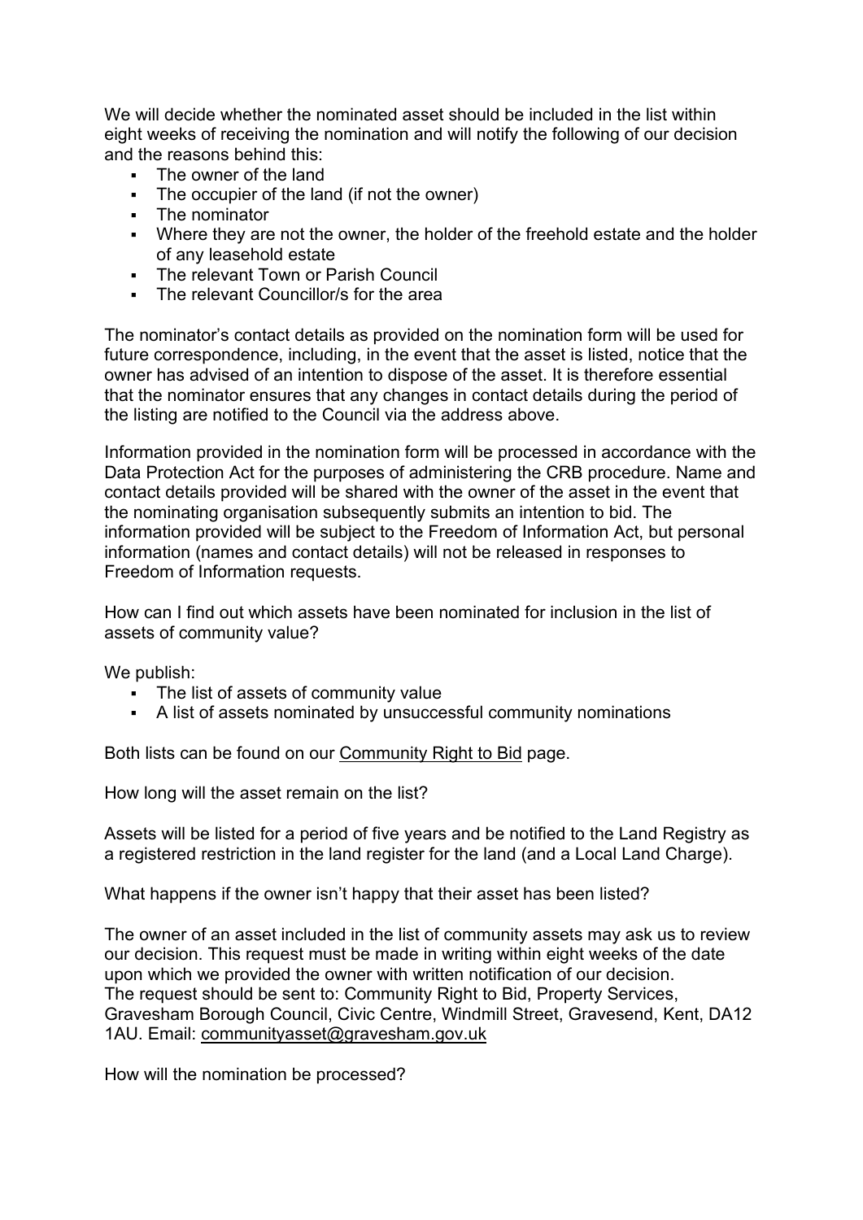We will decide whether the nominated asset should be included in the list within eight weeks of receiving the nomination and will notify the following of our decision and the reasons behind this:

- The owner of the land
- The occupier of the land (if not the owner)
- The nominator
- Where they are not the owner, the holder of the freehold estate and the holder of any leasehold estate
- The relevant Town or Parish Council
- The relevant Councillor/s for the area

The nominator's contact details as provided on the nomination form will be used for future correspondence, including, in the event that the asset is listed, notice that the owner has advised of an intention to dispose of the asset. It is therefore essential that the nominator ensures that any changes in contact details during the period of the listing are notified to the Council via the address above.

Information provided in the nomination form will be processed in accordance with the Data Protection Act for the purposes of administering the CRB procedure. Name and contact details provided will be shared with the owner of the asset in the event that the nominating organisation subsequently submits an intention to bid. The information provided will be subject to the Freedom of Information Act, but personal information (names and contact details) will not be released in responses to Freedom of Information requests.

How can I find out which assets have been nominated for inclusion in the list of assets of community value?

We publish:

- The list of assets of community value
- A list of assets nominated by unsuccessful community nominations

Both lists can be found on our Community Right to Bid page.

How long will the asset remain on the list?

Assets will be listed for a period of five years and be notified to the Land Registry as a registered restriction in the land register for the land (and a Local Land Charge).

What happens if the owner isn't happy that their asset has been listed?

The owner of an asset included in the list of community assets may ask us to review our decision. This request must be made in writing within eight weeks of the date upon which we provided the owner with written notification of our decision.
The request should be sent to: Community Right to Bid, Property Services, Gravesham Borough Council, Civic Centre, Windmill Street, Gravesend, Kent, DA12 1AU. Email: communityasset@gravesham.gov.uk

How will the nomination be processed?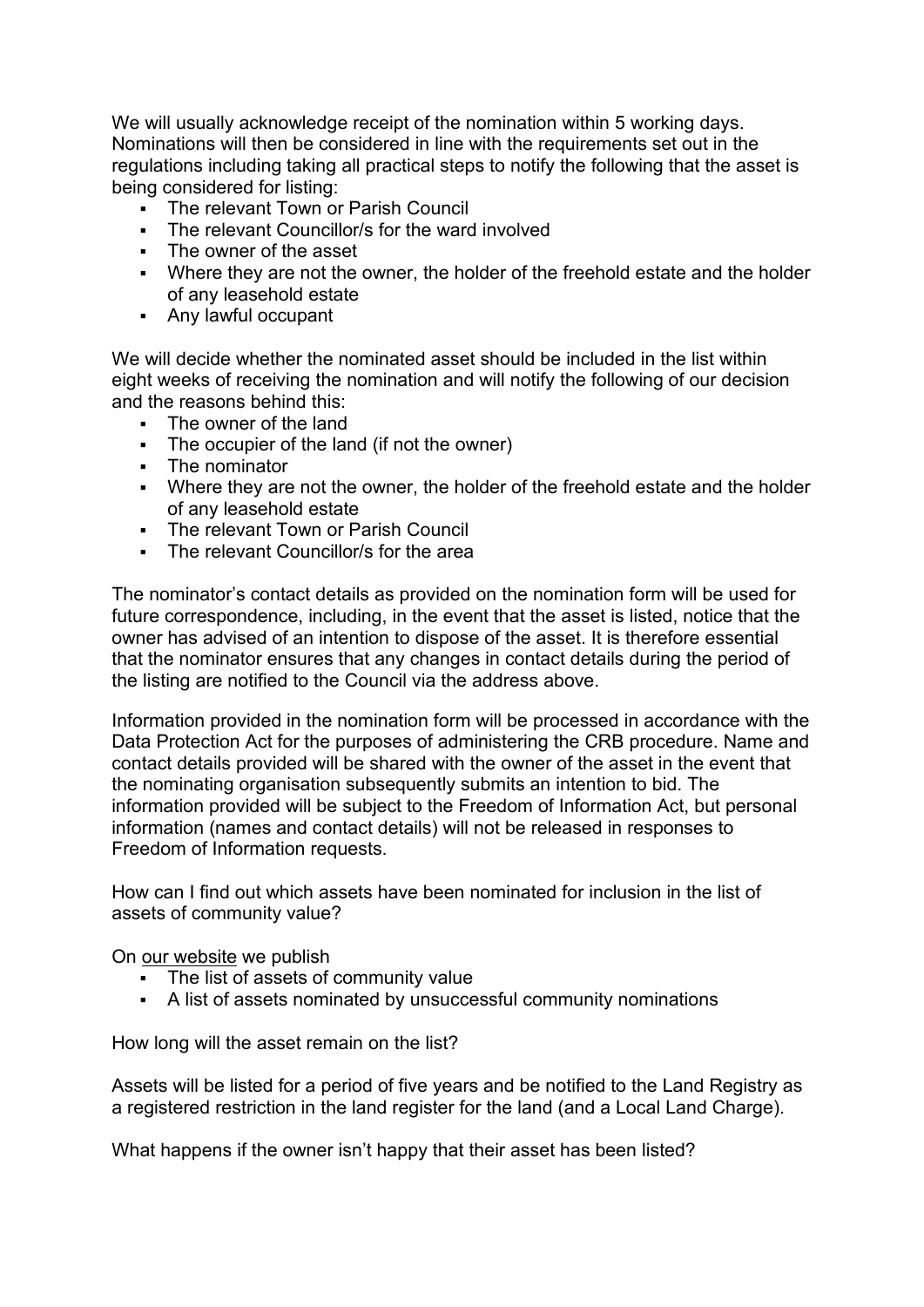We will usually acknowledge receipt of the nomination within 5 working days. Nominations will then be considered in line with the requirements set out in the regulations including taking all practical steps to notify the following that the asset is being considered for listing:

- The relevant Town or Parish Council
- The relevant Councillor/s for the ward involved
- The owner of the asset
- Where they are not the owner, the holder of the freehold estate and the holder of any leasehold estate
- Any lawful occupant

We will decide whether the nominated asset should be included in the list within eight weeks of receiving the nomination and will notify the following of our decision and the reasons behind this:

- The owner of the land
- The occupier of the land (if not the owner)
- The nominator
- Where they are not the owner, the holder of the freehold estate and the holder of any leasehold estate
- The relevant Town or Parish Council
- The relevant Councillor/s for the area

The nominator's contact details as provided on the nomination form will be used for future correspondence, including, in the event that the asset is listed, notice that the owner has advised of an intention to dispose of the asset. It is therefore essential that the nominator ensures that any changes in contact details during the period of the listing are notified to the Council via the address above.

Information provided in the nomination form will be processed in accordance with the Data Protection Act for the purposes of administering the CRB procedure. Name and contact details provided will be shared with the owner of the asset in the event that the nominating organisation subsequently submits an intention to bid. The information provided will be subject to the Freedom of Information Act, but personal information (names and contact details) will not be released in responses to Freedom of Information requests.

How can I find out which assets have been nominated for inclusion in the list of assets of community value?

On our website we publish

- The list of assets of community value
- A list of assets nominated by unsuccessful community nominations

How long will the asset remain on the list?

Assets will be listed for a period of five years and be notified to the Land Registry as a registered restriction in the land register for the land (and a Local Land Charge).

What happens if the owner isn't happy that their asset has been listed?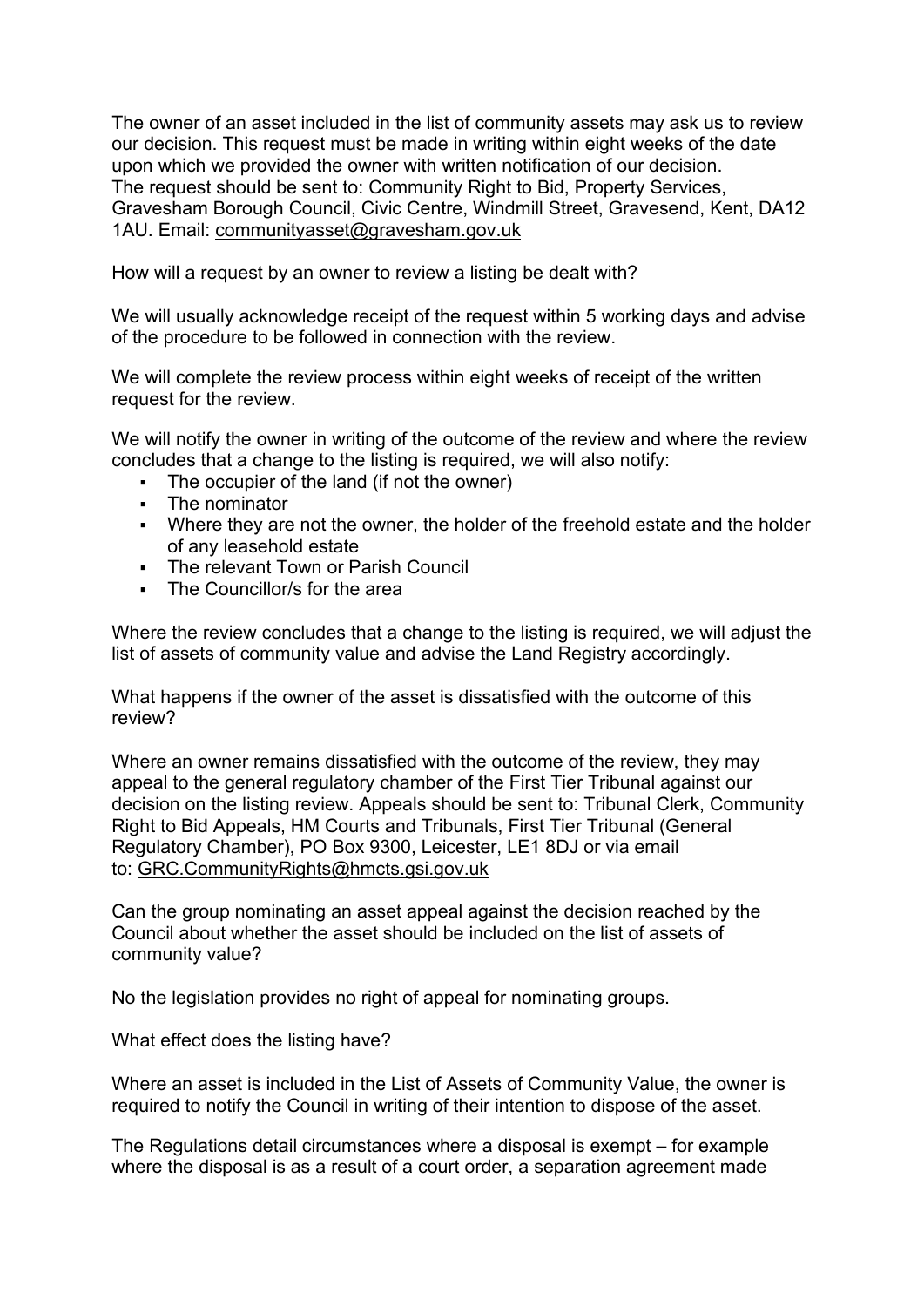The owner of an asset included in the list of community assets may ask us to review our decision. This request must be made in writing within eight weeks of the date upon which we provided the owner with written notification of our decision. The request should be sent to: Community Right to Bid, Property Services, Gravesham Borough Council, Civic Centre, Windmill Street, Gravesend, Kent, DA12 1AU. Email: communityasset@gravesham.gov.uk

How will a request by an owner to review a listing be dealt with?

We will usually acknowledge receipt of the request within 5 working days and advise of the procedure to be followed in connection with the review.

We will complete the review process within eight weeks of receipt of the written request for the review.

We will notify the owner in writing of the outcome of the review and where the review concludes that a change to the listing is required, we will also notify:

- The occupier of the land (if not the owner)
- The nominator
- Where they are not the owner, the holder of the freehold estate and the holder of any leasehold estate
- The relevant Town or Parish Council
- The Councillor/s for the area

Where the review concludes that a change to the listing is required, we will adjust the list of assets of community value and advise the Land Registry accordingly.

What happens if the owner of the asset is dissatisfied with the outcome of this review?

Where an owner remains dissatisfied with the outcome of the review, they may appeal to the general regulatory chamber of the First Tier Tribunal against our decision on the listing review. Appeals should be sent to: Tribunal Clerk, Community Right to Bid Appeals, HM Courts and Tribunals, First Tier Tribunal (General Regulatory Chamber), PO Box 9300, Leicester, LE1 8DJ or via email to: GRC.CommunityRights@hmcts.gsi.gov.uk

Can the group nominating an asset appeal against the decision reached by the Council about whether the asset should be included on the list of assets of community value?

No the legislation provides no right of appeal for nominating groups.

What effect does the listing have?

Where an asset is included in the List of Assets of Community Value, the owner is required to notify the Council in writing of their intention to dispose of the asset.

The Regulations detail circumstances where a disposal is exempt – for example where the disposal is as a result of a court order, a separation agreement made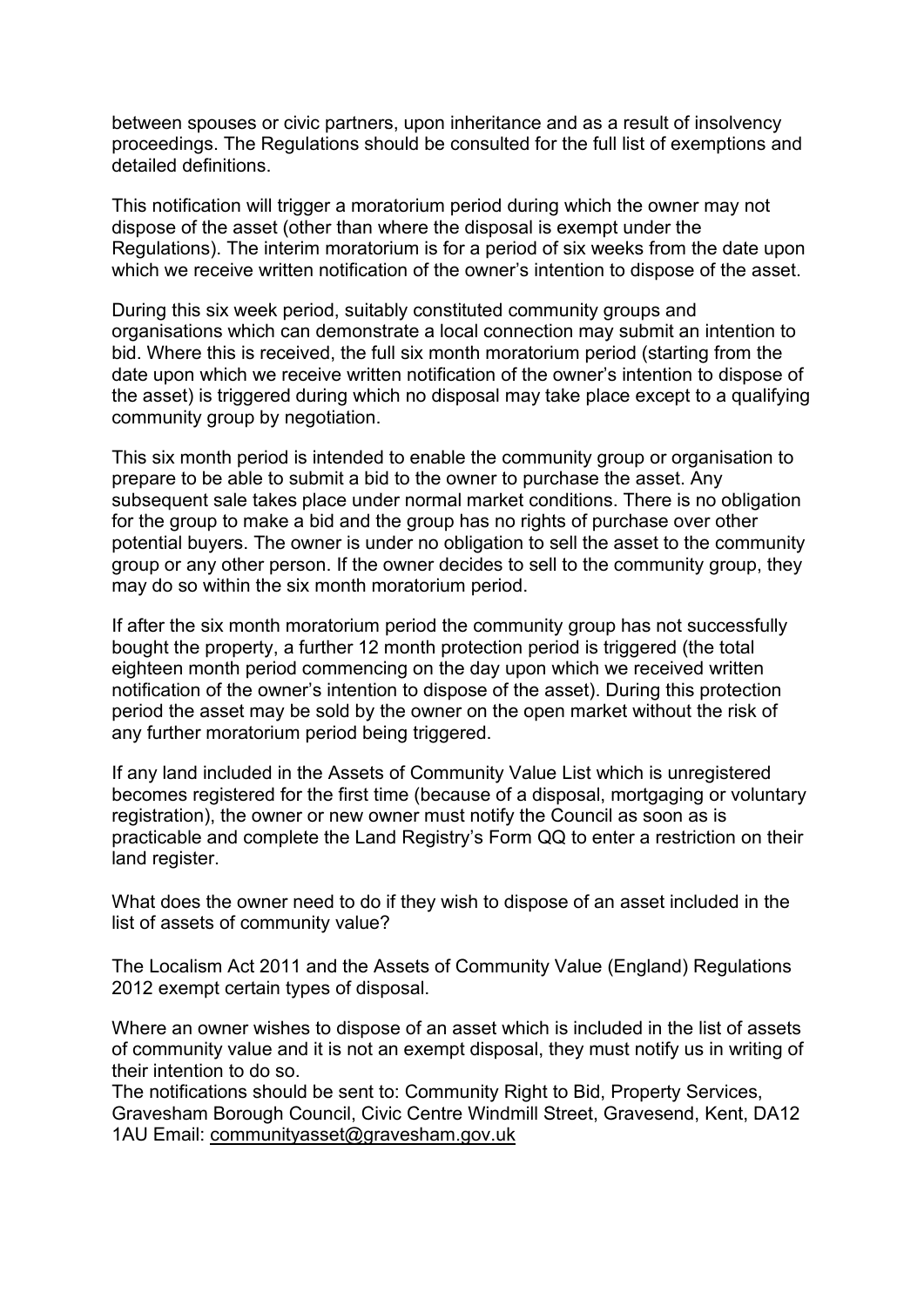between spouses or civic partners, upon inheritance and as a result of insolvency proceedings. The Regulations should be consulted for the full list of exemptions and detailed definitions.

This notification will trigger a moratorium period during which the owner may not dispose of the asset (other than where the disposal is exempt under the Regulations). The interim moratorium is for a period of six weeks from the date upon which we receive written notification of the owner's intention to dispose of the asset.

During this six week period, suitably constituted community groups and organisations which can demonstrate a local connection may submit an intention to bid. Where this is received, the full six month moratorium period (starting from the date upon which we receive written notification of the owner's intention to dispose of the asset) is triggered during which no disposal may take place except to a qualifying community group by negotiation.

This six month period is intended to enable the community group or organisation to prepare to be able to submit a bid to the owner to purchase the asset. Any subsequent sale takes place under normal market conditions. There is no obligation for the group to make a bid and the group has no rights of purchase over other potential buyers. The owner is under no obligation to sell the asset to the community group or any other person. If the owner decides to sell to the community group, they may do so within the six month moratorium period.

If after the six month moratorium period the community group has not successfully bought the property, a further 12 month protection period is triggered (the total eighteen month period commencing on the day upon which we received written notification of the owner's intention to dispose of the asset). During this protection period the asset may be sold by the owner on the open market without the risk of any further moratorium period being triggered.

If any land included in the Assets of Community Value List which is unregistered becomes registered for the first time (because of a disposal, mortgaging or voluntary registration), the owner or new owner must notify the Council as soon as is practicable and complete the Land Registry's Form QQ to enter a restriction on their land register.

What does the owner need to do if they wish to dispose of an asset included in the list of assets of community value?

The Localism Act 2011 and the Assets of Community Value (England) Regulations 2012 exempt certain types of disposal.

Where an owner wishes to dispose of an asset which is included in the list of assets of community value and it is not an exempt disposal, they must notify us in writing of their intention to do so.
The notifications should be sent to: Community Right to Bid, Property Services, Gravesham Borough Council, Civic Centre Windmill Street, Gravesend, Kent, DA12 1AU Email: communityasset@gravesham.gov.uk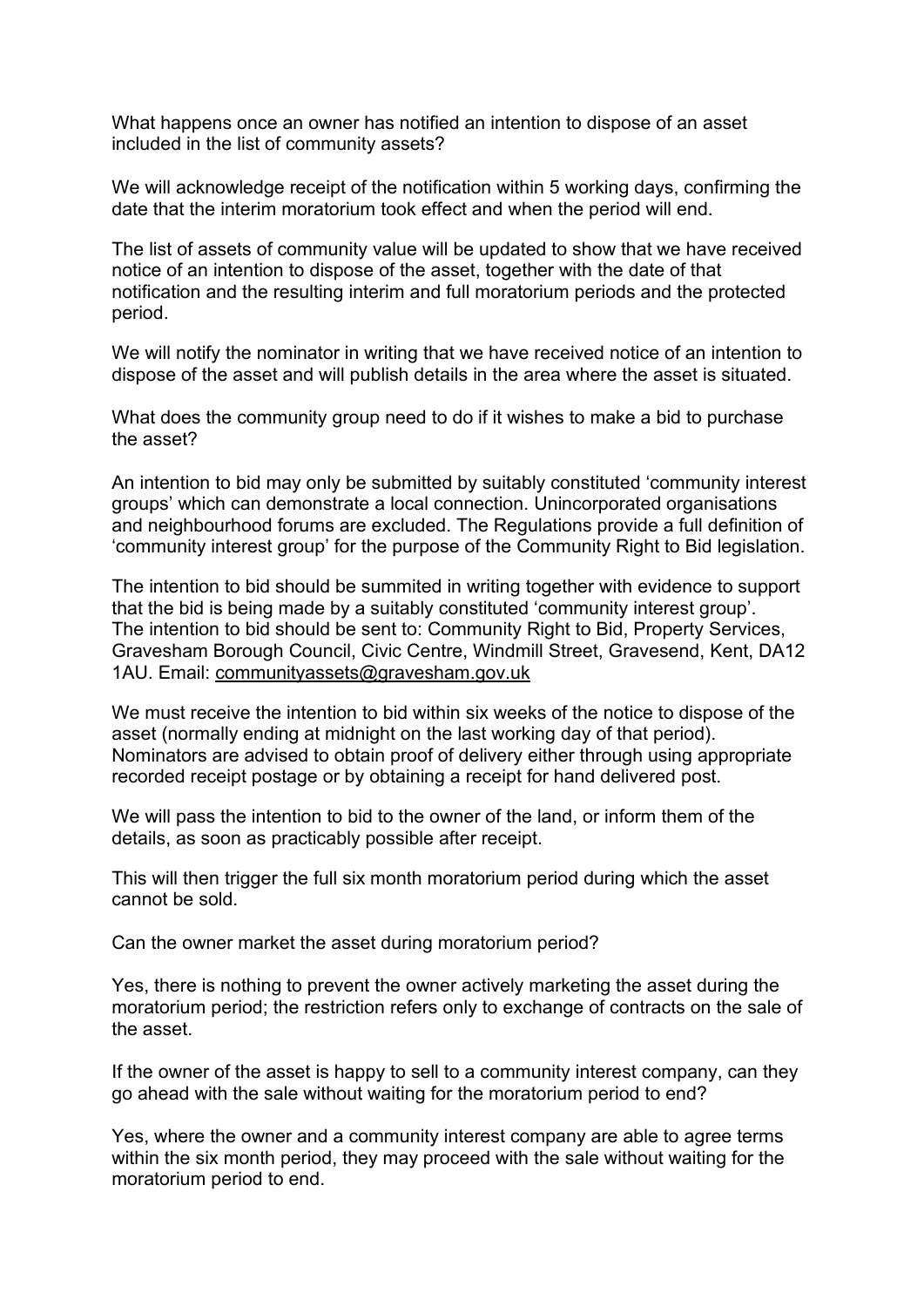What happens once an owner has notified an intention to dispose of an asset included in the list of community assets?

We will acknowledge receipt of the notification within 5 working days, confirming the date that the interim moratorium took effect and when the period will end.

The list of assets of community value will be updated to show that we have received notice of an intention to dispose of the asset, together with the date of that notification and the resulting interim and full moratorium periods and the protected period.

We will notify the nominator in writing that we have received notice of an intention to dispose of the asset and will publish details in the area where the asset is situated.

What does the community group need to do if it wishes to make a bid to purchase the asset?

An intention to bid may only be submitted by suitably constituted 'community interest groups' which can demonstrate a local connection. Unincorporated organisations and neighbourhood forums are excluded. The Regulations provide a full definition of 'community interest group' for the purpose of the Community Right to Bid legislation.

The intention to bid should be summited in writing together with evidence to support that the bid is being made by a suitably constituted 'community interest group'. The intention to bid should be sent to: Community Right to Bid, Property Services, Gravesham Borough Council, Civic Centre, Windmill Street, Gravesend, Kent, DA12 1AU. Email: communityassets@gravesham.gov.uk

We must receive the intention to bid within six weeks of the notice to dispose of the asset (normally ending at midnight on the last working day of that period). Nominators are advised to obtain proof of delivery either through using appropriate recorded receipt postage or by obtaining a receipt for hand delivered post.

We will pass the intention to bid to the owner of the land, or inform them of the details, as soon as practicably possible after receipt.

This will then trigger the full six month moratorium period during which the asset cannot be sold.

Can the owner market the asset during moratorium period?

Yes, there is nothing to prevent the owner actively marketing the asset during the moratorium period; the restriction refers only to exchange of contracts on the sale of the asset.

If the owner of the asset is happy to sell to a community interest company, can they go ahead with the sale without waiting for the moratorium period to end?

Yes, where the owner and a community interest company are able to agree terms within the six month period, they may proceed with the sale without waiting for the moratorium period to end.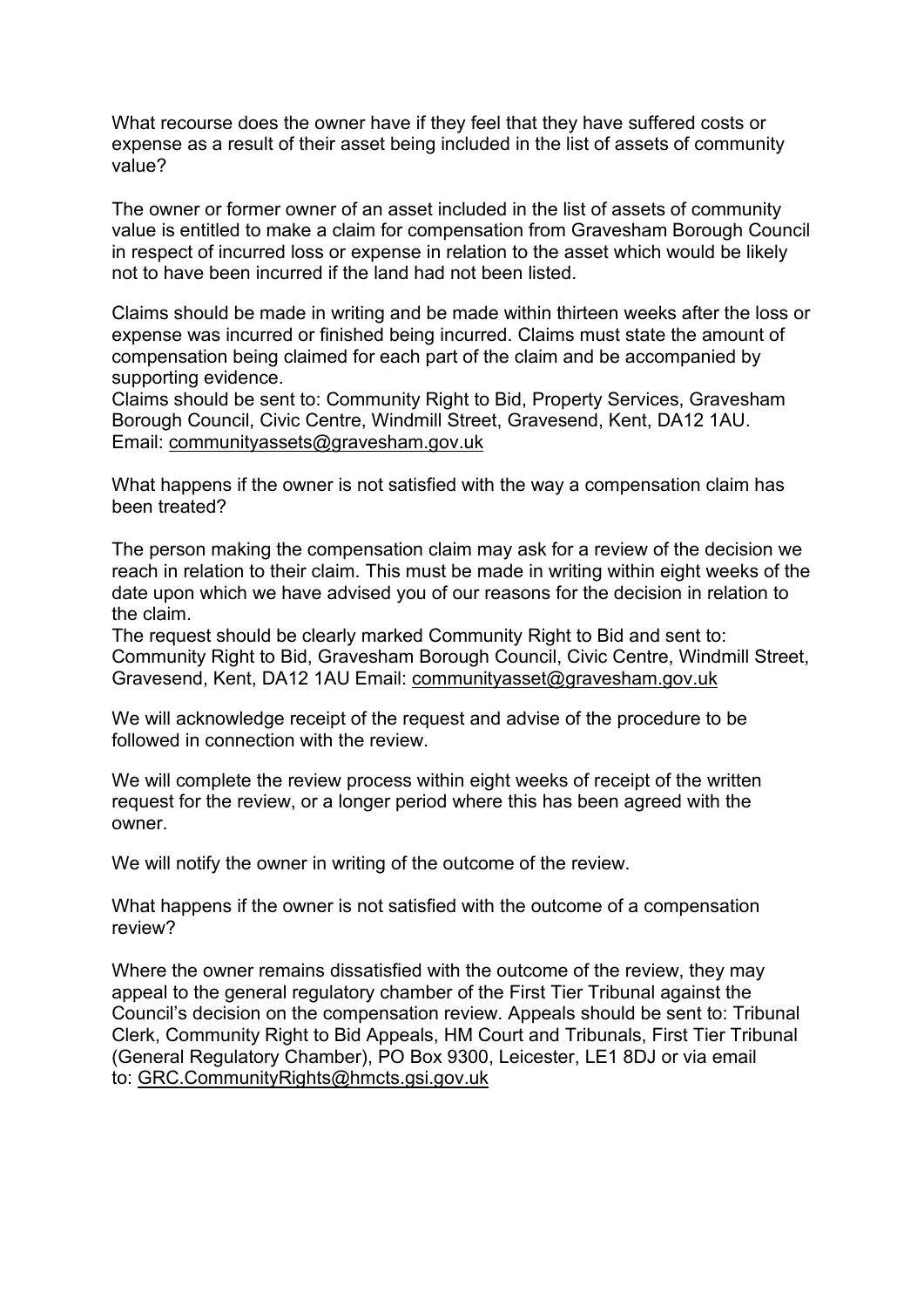What recourse does the owner have if they feel that they have suffered costs or expense as a result of their asset being included in the list of assets of community value?

The owner or former owner of an asset included in the list of assets of community value is entitled to make a claim for compensation from Gravesham Borough Council in respect of incurred loss or expense in relation to the asset which would be likely not to have been incurred if the land had not been listed.

Claims should be made in writing and be made within thirteen weeks after the loss or expense was incurred or finished being incurred. Claims must state the amount of compensation being claimed for each part of the claim and be accompanied by supporting evidence.
Claims should be sent to: Community Right to Bid, Property Services, Gravesham Borough Council, Civic Centre, Windmill Street, Gravesend, Kent, DA12 1AU.
Email: communityassets@gravesham.gov.uk

What happens if the owner is not satisfied with the way a compensation claim has been treated?

The person making the compensation claim may ask for a review of the decision we reach in relation to their claim. This must be made in writing within eight weeks of the date upon which we have advised you of our reasons for the decision in relation to the claim.
The request should be clearly marked Community Right to Bid and sent to: Community Right to Bid, Gravesham Borough Council, Civic Centre, Windmill Street, Gravesend, Kent, DA12 1AU Email: communityasset@gravesham.gov.uk

We will acknowledge receipt of the request and advise of the procedure to be followed in connection with the review.

We will complete the review process within eight weeks of receipt of the written request for the review, or a longer period where this has been agreed with the owner.

We will notify the owner in writing of the outcome of the review.

What happens if the owner is not satisfied with the outcome of a compensation review?

Where the owner remains dissatisfied with the outcome of the review, they may appeal to the general regulatory chamber of the First Tier Tribunal against the Council's decision on the compensation review. Appeals should be sent to: Tribunal Clerk, Community Right to Bid Appeals, HM Court and Tribunals, First Tier Tribunal (General Regulatory Chamber), PO Box 9300, Leicester, LE1 8DJ or via email to: GRC.CommunityRights@hmcts.gsi.gov.uk